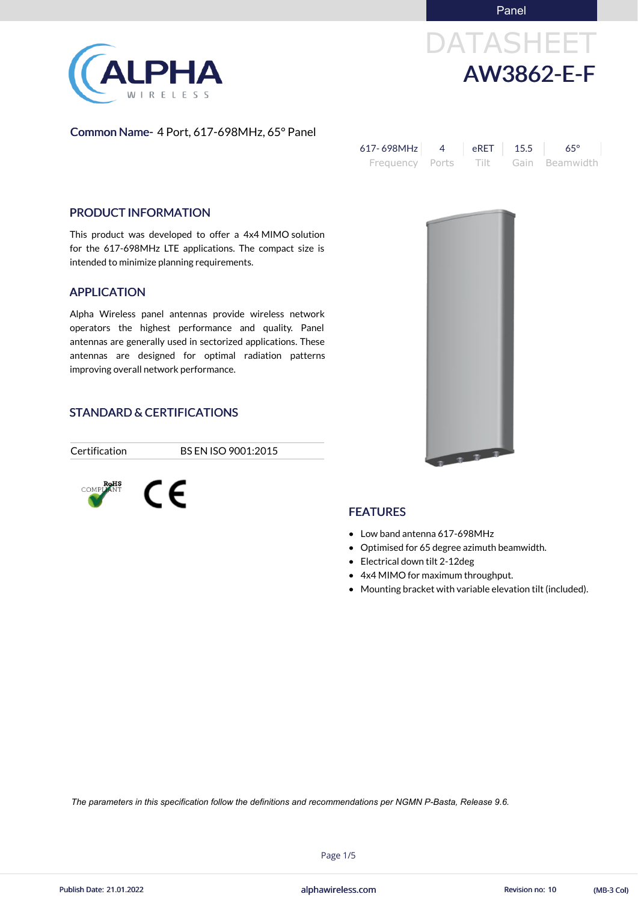Panel

# DATASHEET

## AW3862-E-F

**Common Name-** 4 Port, 617-698MHz, 65° Panel

| 617- 698MHz | 4 | eRET | 15.5 | 65° |
|---|---|---|---|---|
| Frequency | Ports | Tilt | Gain | Beamwidth |

## PRODUCT INFORMATION

This product was developed to offer a 4x4 MIMO solution for the 617-698MHz LTE applications. The compact size is intended to minimize planning requirements.

## APPLICATION

Alpha Wireless panel antennas provide wireless network operators the highest performance and quality. Panel antennas are generally used in sectorized applications. These antennas are designed for optimal radiation patterns improving overall network performance.

## STANDARD & CERTIFICATIONS

| Certification | BS EN ISO 9001:2015 |
|---|---|

RoHS COMPLIANT

CE

## FEATURES

- Low band antenna 617-698MHz
- Optimised for 65 degree azimuth beamwidth.
- Electrical down tilt 2-12deg
- 4x4 MIMO for maximum throughput.
- Mounting bracket with variable elevation tilt (included).

*The parameters in this specification follow the definitions and recommendations per NGMN P-Basta, Release 9.6.*

Publish Date: 21.01.2022 | alphawireless.com | Revision no: 10 | (MB-3 Col)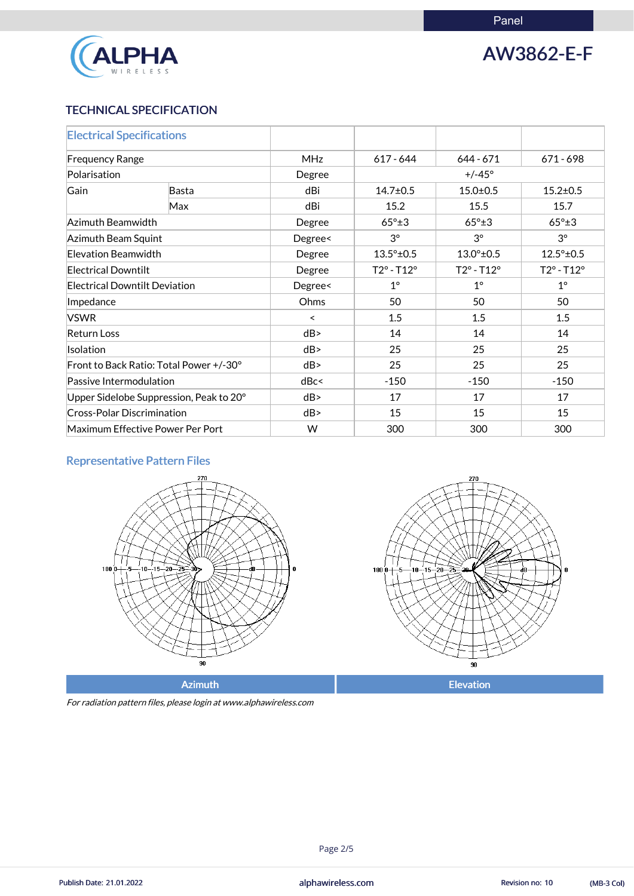Panel

# AW3862-E-F

## TECHNICAL SPECIFICATION

| Electrical Specifications | | | | | |
|---|---|---|---|---|---|
| Frequency Range | | MHz | 617 - 644 | 644 - 671 | 671 - 698 |
| Polarisation | | Degree | +/-45° | | |
| Gain | Basta | dBi | 14.7±0.5 | 15.0±0.5 | 15.2±0.5 |
| | Max | dBi | 15.2 | 15.5 | 15.7 |
| Azimuth Beamwidth | | Degree | 65°±3 | 65°±3 | 65°±3 |
| Azimuth Beam Squint | | Degree< | 3° | 3° | 3° |
| Elevation Beamwidth | | Degree | 13.5°±0.5 | 13.0°±0.5 | 12.5°±0.5 |
| Electrical Downtilt | | Degree | T2° - T12° | T2° - T12° | T2° - T12° |
| Electrical Downtilt Deviation | | Degree< | 1° | 1° | 1° |
| Impedance | | Ohms | 50 | 50 | 50 |
| VSWR | | < | 1.5 | 1.5 | 1.5 |
| Return Loss | | dB> | 14 | 14 | 14 |
| Isolation | | dB> | 25 | 25 | 25 |
| Front to Back Ratio: Total Power +/-30° | | dB> | 25 | 25 | 25 |
| Passive Intermodulation | | dBc< | -150 | -150 | -150 |
| Upper Sidelobe Suppression, Peak to 20° | | dB> | 17 | 17 | 17 |
| Cross-Polar Discrimination | | dB> | 15 | 15 | 15 |
| Maximum Effective Power Per Port | | W | 300 | 300 | 300 |

### Representative Pattern Files

Azimuth | Elevation

*For radiation pattern files, please login at www.alphawireless.com*

Publish Date: 21.01.2022 | alphawireless.com | Revision no: 10 | (MB-3 Col)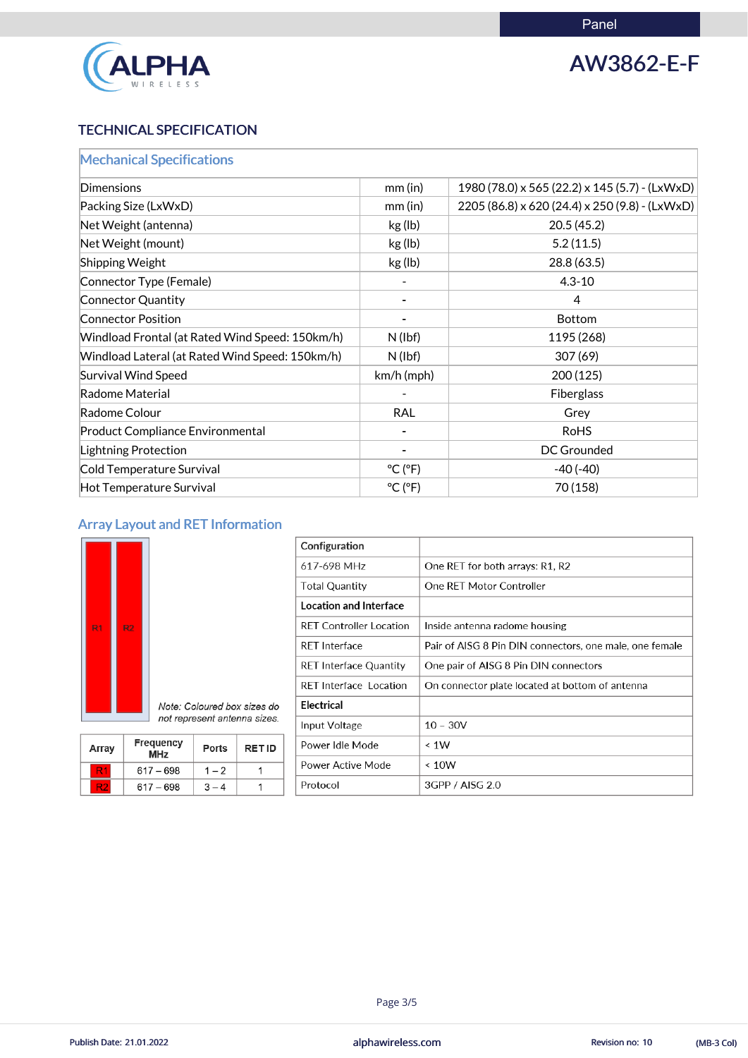Panel

# AW3862-E-F

## TECHNICAL SPECIFICATION

### Mechanical Specifications

| | | |
|---|---|---|
| Dimensions | mm (in) | 1980 (78.0) x 565 (22.2) x 145 (5.7) - (LxWxD) |
| Packing Size (LxWxD) | mm (in) | 2205 (86.8) x 620 (24.4) x 250 (9.8) - (LxWxD) |
| Net Weight (antenna) | kg (lb) | 20.5 (45.2) |
| Net Weight (mount) | kg (lb) | 5.2 (11.5) |
| Shipping Weight | kg (lb) | 28.8 (63.5) |
| Connector Type (Female) | - | 4.3-10 |
| Connector Quantity | - | 4 |
| Connector Position | - | Bottom |
| Windload Frontal (at Rated Wind Speed: 150km/h) | N (lbf) | 1195 (268) |
| Windload Lateral (at Rated Wind Speed: 150km/h) | N (lbf) | 307 (69) |
| Survival Wind Speed | km/h (mph) | 200 (125) |
| Radome Material | - | Fiberglass |
| Radome Colour | RAL | Grey |
| Product Compliance Environmental | - | RoHS |
| Lightning Protection | - | DC Grounded |
| Cold Temperature Survival | °C (°F) | -40 (-40) |
| Hot Temperature Survival | °C (°F) | 70 (158) |

### Array Layout and RET Information

R1 R2

*Note: Coloured box sizes do not represent antenna sizes.*

| Array | Frequency MHz | Ports | RET ID |
|---|---|---|---|
| R1 | 617 – 698 | 1 – 2 | 1 |
| R2 | 617 – 698 | 3 – 4 | 1 |

| | |
|---|---|
| **Configuration** | |
| 617-698 MHz | One RET for both arrays: R1, R2 |
| Total Quantity | One RET Motor Controller |
| **Location and Interface** | |
| RET Controller Location | Inside antenna radome housing |
| RET Interface | Pair of AISG 8 Pin DIN connectors, one male, one female |
| RET Interface Quantity | One pair of AISG 8 Pin DIN connectors |
| RET Interface Location | On connector plate located at bottom of antenna |
| **Electrical** | |
| Input Voltage | 10 – 30V |
| Power Idle Mode | < 1W |
| Power Active Mode | < 10W |
| Protocol | 3GPP / AISG 2.0 |

Publish Date: 21.01.2022 alphawireless.com Revision no: 10 (MB-3 Col)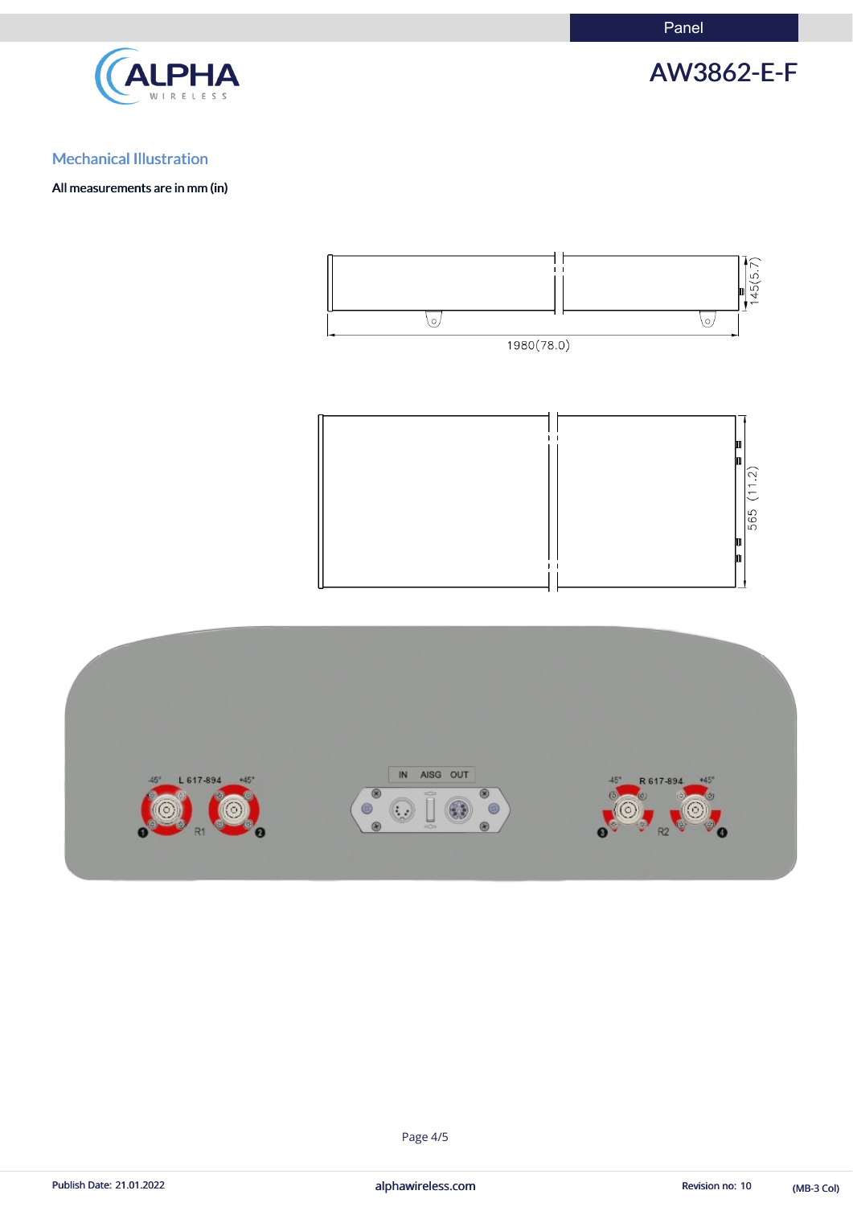# AW3862-E-F

## Mechanical Illustration

**All measurements are in mm (in)**

1980(78.0)

145(5.7)

565 (11.2)

-45° L 617-894 +45°

R1

IN AISG OUT

-45° R 617-894 +45°

R2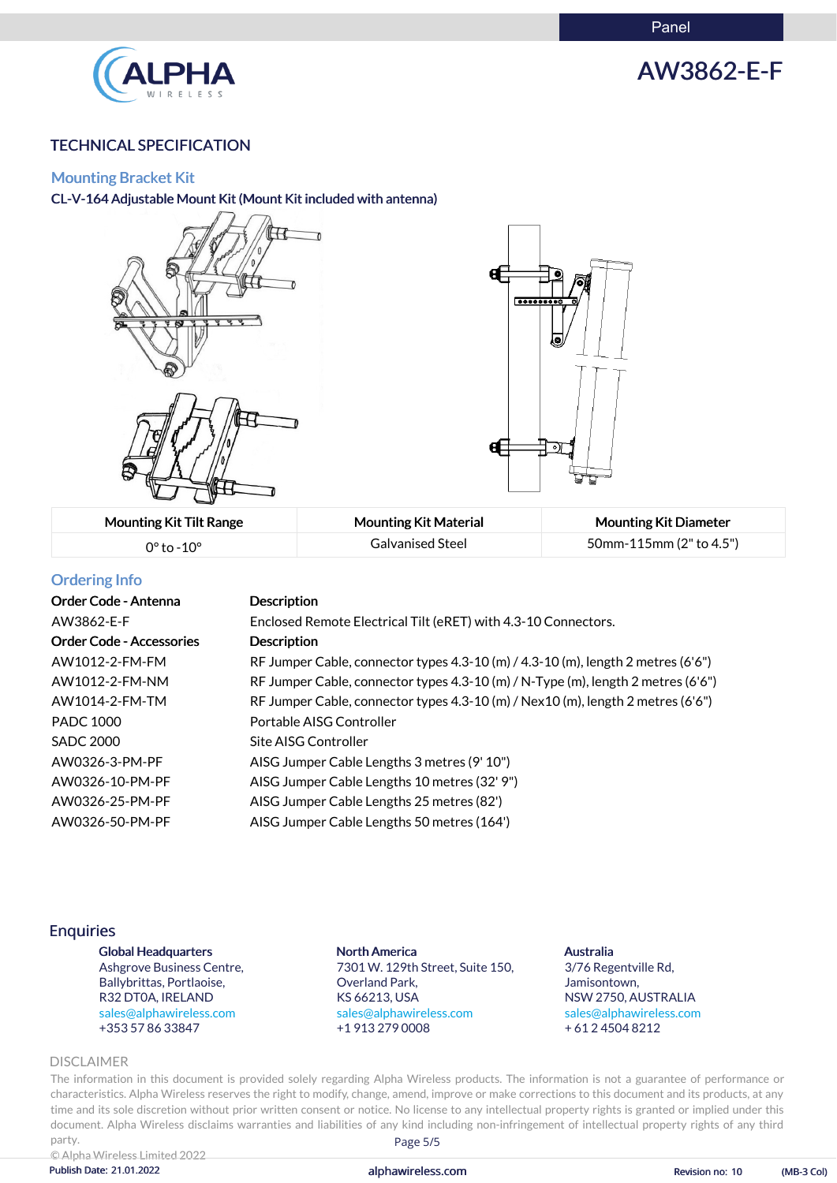# AW3862-E-F

## TECHNICAL SPECIFICATION

### Mounting Bracket Kit

**CL-V-164 Adjustable Mount Kit (Mount Kit included with antenna)**

| Mounting Kit Tilt Range | Mounting Kit Material | Mounting Kit Diameter |
|---|---|---|
| 0° to -10° | Galvanised Steel | 50mm-115mm (2" to 4.5") |

### Ordering Info

| **Order Code - Antenna** | **Description** |
|---|---|
| AW3862-E-F | Enclosed Remote Electrical Tilt (eRET) with 4.3-10 Connectors. |
| **Order Code - Accessories** | **Description** |
| AW1012-2-FM-FM | RF Jumper Cable, connector types 4.3-10 (m) / 4.3-10 (m), length 2 metres (6'6") |
| AW1012-2-FM-NM | RF Jumper Cable, connector types 4.3-10 (m) / N-Type (m), length 2 metres (6'6") |
| AW1014-2-FM-TM | RF Jumper Cable, connector types 4.3-10 (m) / Nex10 (m), length 2 metres (6'6") |
| PADC 1000 | Portable AISG Controller |
| SADC 2000 | Site AISG Controller |
| AW0326-3-PM-PF | AISG Jumper Cable Lengths 3 metres (9' 10") |
| AW0326-10-PM-PF | AISG Jumper Cable Lengths 10 metres (32' 9") |
| AW0326-25-PM-PF | AISG Jumper Cable Lengths 25 metres (82') |
| AW0326-50-PM-PF | AISG Jumper Cable Lengths 50 metres (164') |

## Enquiries

**Global Headquarters**
Ashgrove Business Centre,
Ballybrittas, Portlaoise,
R32 DT0A, IRELAND
sales@alphawireless.com
+353 57 86 33847

**North America**
7301 W. 129th Street, Suite 150,
Overland Park,
KS 66213, USA
sales@alphawireless.com
+1 913 279 0008

**Australia**
3/76 Regentville Rd,
Jamisontown,
NSW 2750, AUSTRALIA
sales@alphawireless.com
+ 61 2 4504 8212

DISCLAIMER

The information in this document is provided solely regarding Alpha Wireless products. The information is not a guarantee of performance or characteristics. Alpha Wireless reserves the right to modify, change, amend, improve or make corrections to this document and its products, at any time and its sole discretion without prior written consent or notice. No license to any intellectual property rights is granted or implied under this document. Alpha Wireless disclaims warranties and liabilities of any kind including non-infringement of intellectual property rights of any third party.

© Alpha Wireless Limited 2022

Publish Date: 21.01.2022 | alphawireless.com | Revision no: 10 | (MB-3 Col)